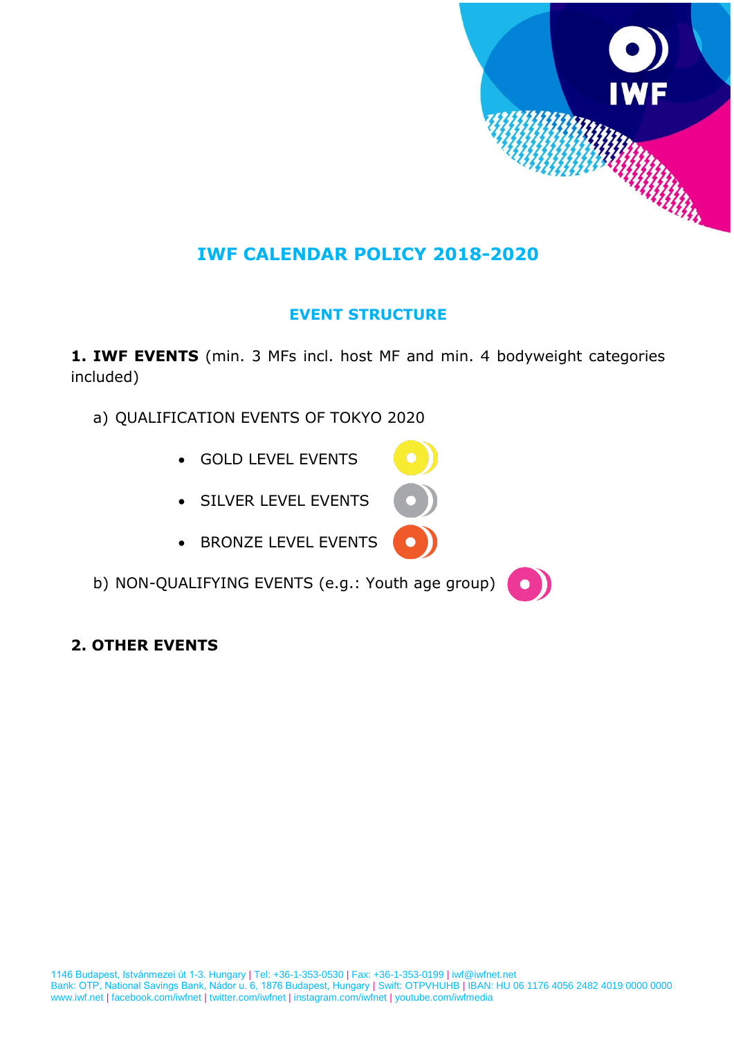# IWF CALENDAR POLICY 2018-2020

## EVENT STRUCTURE

**1. IWF EVENTS** (min. 3 MFs incl. host MF and min. 4 bodyweight categories included)

a) QUALIFICATION EVENTS OF TOKYO 2020

- GOLD LEVEL EVENTS
- SILVER LEVEL EVENTS
- BRONZE LEVEL EVENTS

b) NON-QUALIFYING EVENTS (e.g.: Youth age group)

**2. OTHER EVENTS**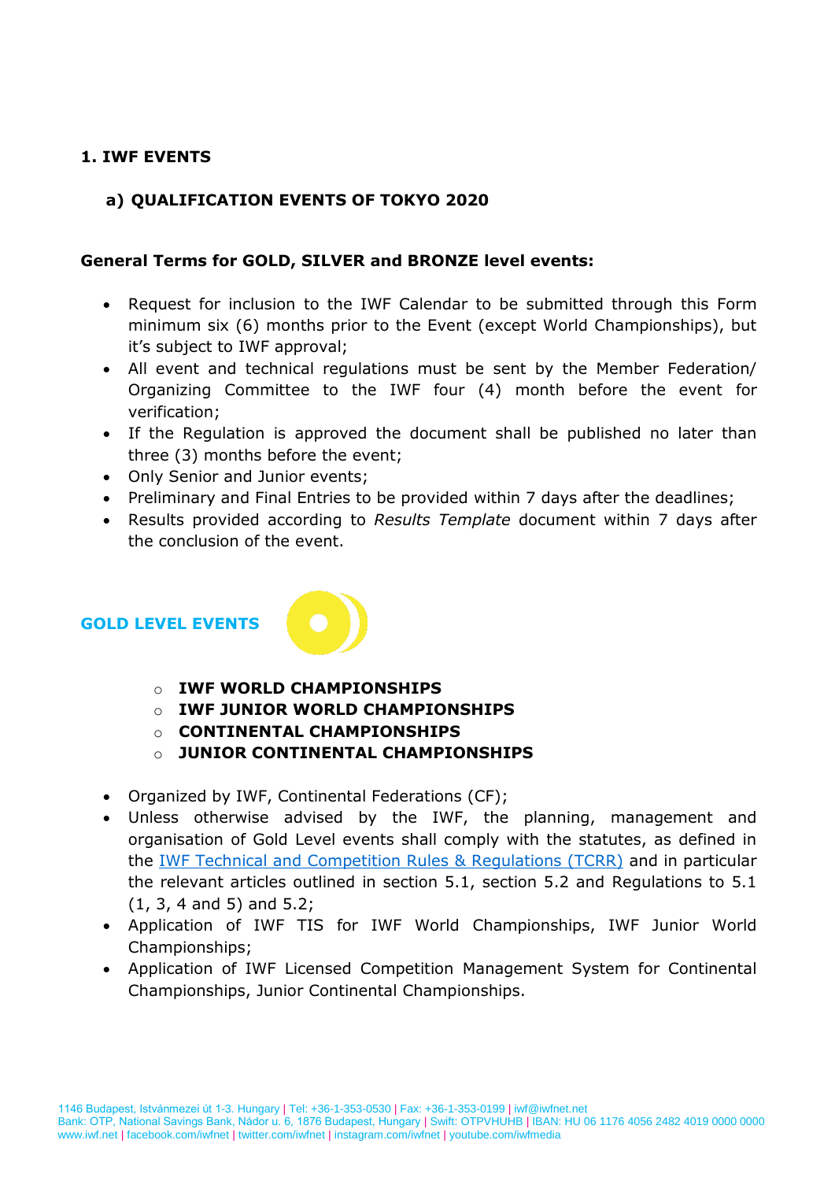## 1. IWF EVENTS

### a) QUALIFICATION EVENTS OF TOKYO 2020

**General Terms for GOLD, SILVER and BRONZE level events:**

- Request for inclusion to the IWF Calendar to be submitted through this Form minimum six (6) months prior to the Event (except World Championships), but it's subject to IWF approval;
- All event and technical regulations must be sent by the Member Federation/ Organizing Committee to the IWF four (4) month before the event for verification;
- If the Regulation is approved the document shall be published no later than three (3) months before the event;
- Only Senior and Junior events;
- Preliminary and Final Entries to be provided within 7 days after the deadlines;
- Results provided according to *Results Template* document within 7 days after the conclusion of the event.

### GOLD LEVEL EVENTS

- **IWF WORLD CHAMPIONSHIPS**
- **IWF JUNIOR WORLD CHAMPIONSHIPS**
- **CONTINENTAL CHAMPIONSHIPS**
- **JUNIOR CONTINENTAL CHAMPIONSHIPS**

- Organized by IWF, Continental Federations (CF);
- Unless otherwise advised by the IWF, the planning, management and organisation of Gold Level events shall comply with the statutes, as defined in the IWF Technical and Competition Rules & Regulations (TCRR) and in particular the relevant articles outlined in section 5.1, section 5.2 and Regulations to 5.1 (1, 3, 4 and 5) and 5.2;
- Application of IWF TIS for IWF World Championships, IWF Junior World Championships;
- Application of IWF Licensed Competition Management System for Continental Championships, Junior Continental Championships.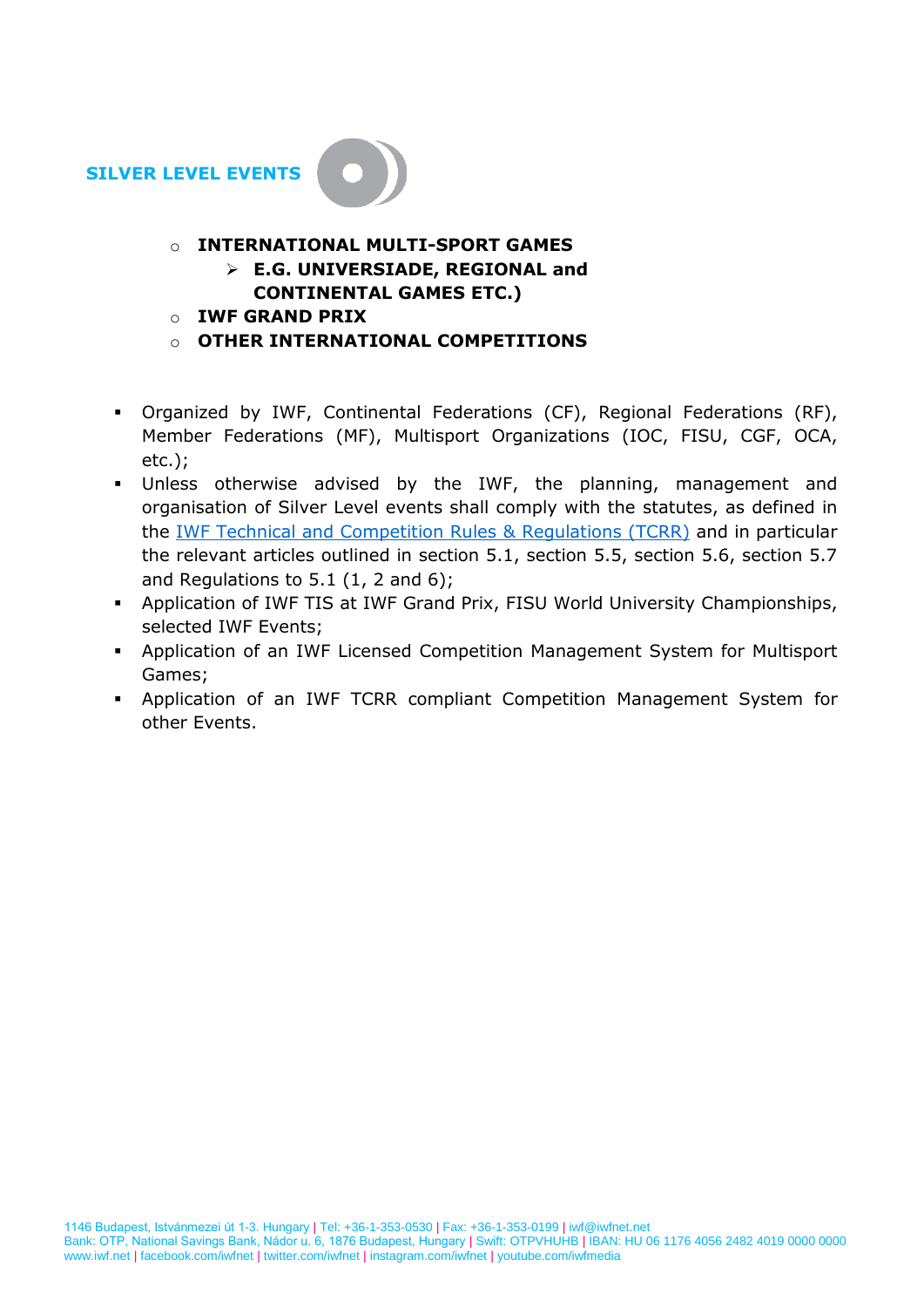## SILVER LEVEL EVENTS

- **INTERNATIONAL MULTI-SPORT GAMES**
  - **E.G. UNIVERSIADE, REGIONAL and CONTINENTAL GAMES ETC.)**
- **IWF GRAND PRIX**
- **OTHER INTERNATIONAL COMPETITIONS**

- Organized by IWF, Continental Federations (CF), Regional Federations (RF), Member Federations (MF), Multisport Organizations (IOC, FISU, CGF, OCA, etc.);
- Unless otherwise advised by the IWF, the planning, management and organisation of Silver Level events shall comply with the statutes, as defined in the IWF Technical and Competition Rules & Regulations (TCRR) and in particular the relevant articles outlined in section 5.1, section 5.5, section 5.6, section 5.7 and Regulations to 5.1 (1, 2 and 6);
- Application of IWF TIS at IWF Grand Prix, FISU World University Championships, selected IWF Events;
- Application of an IWF Licensed Competition Management System for Multisport Games;
- Application of an IWF TCRR compliant Competition Management System for other Events.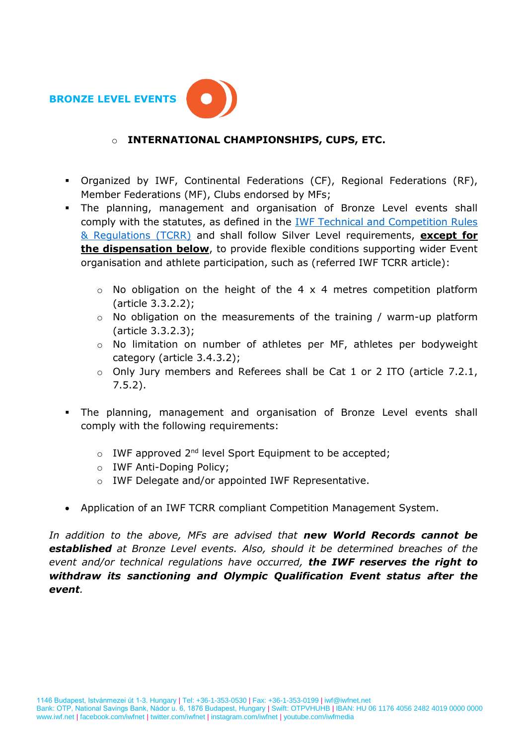## BRONZE LEVEL EVENTS

- **INTERNATIONAL CHAMPIONSHIPS, CUPS, ETC.**

- Organized by IWF, Continental Federations (CF), Regional Federations (RF), Member Federations (MF), Clubs endorsed by MFs;
- The planning, management and organisation of Bronze Level events shall comply with the statutes, as defined in the IWF Technical and Competition Rules & Regulations (TCRR) and shall follow Silver Level requirements, **except for the dispensation below**, to provide flexible conditions supporting wider Event organisation and athlete participation, such as (referred IWF TCRR article):
  - No obligation on the height of the 4 x 4 metres competition platform (article 3.3.2.2);
  - No obligation on the measurements of the training / warm-up platform (article 3.3.2.3);
  - No limitation on number of athletes per MF, athletes per bodyweight category (article 3.4.3.2);
  - Only Jury members and Referees shall be Cat 1 or 2 ITO (article 7.2.1, 7.5.2).
- The planning, management and organisation of Bronze Level events shall comply with the following requirements:
  - IWF approved 2nd level Sport Equipment to be accepted;
  - IWF Anti-Doping Policy;
  - IWF Delegate and/or appointed IWF Representative.
- Application of an IWF TCRR compliant Competition Management System.

*In addition to the above, MFs are advised that **new World Records cannot be established** at Bronze Level events. Also, should it be determined breaches of the event and/or technical regulations have occurred, **the IWF reserves the right to withdraw its sanctioning and Olympic Qualification Event status after the event**.*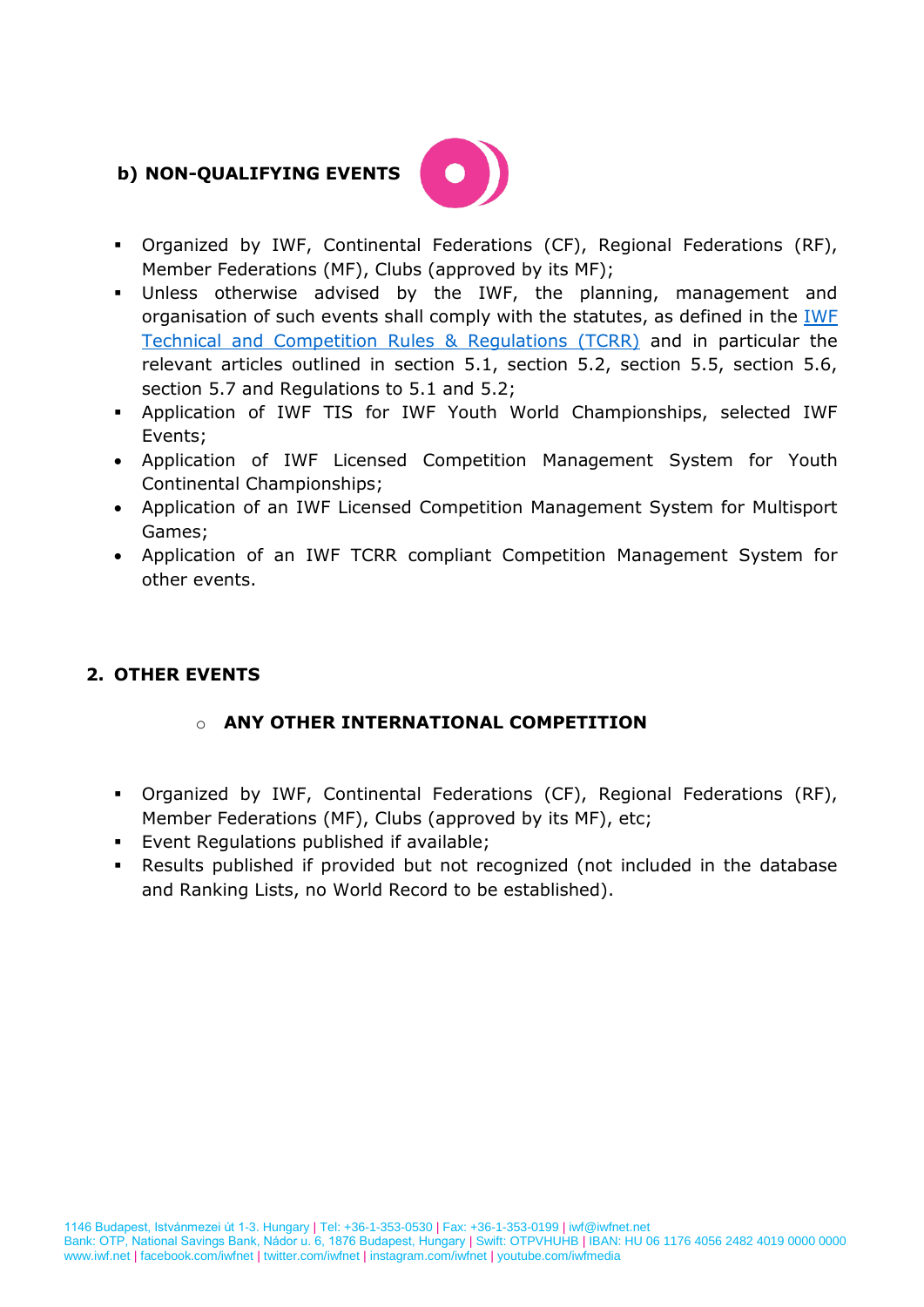**b) NON-QUALIFYING EVENTS**

- Organized by IWF, Continental Federations (CF), Regional Federations (RF), Member Federations (MF), Clubs (approved by its MF);
- Unless otherwise advised by the IWF, the planning, management and organisation of such events shall comply with the statutes, as defined in the IWF Technical and Competition Rules & Regulations (TCRR) and in particular the relevant articles outlined in section 5.1, section 5.2, section 5.5, section 5.6, section 5.7 and Regulations to 5.1 and 5.2;
- Application of IWF TIS for IWF Youth World Championships, selected IWF Events;
- Application of IWF Licensed Competition Management System for Youth Continental Championships;
- Application of an IWF Licensed Competition Management System for Multisport Games;
- Application of an IWF TCRR compliant Competition Management System for other events.

## 2. OTHER EVENTS

- **ANY OTHER INTERNATIONAL COMPETITION**

- Organized by IWF, Continental Federations (CF), Regional Federations (RF), Member Federations (MF), Clubs (approved by its MF), etc;
- Event Regulations published if available;
- Results published if provided but not recognized (not included in the database and Ranking Lists, no World Record to be established).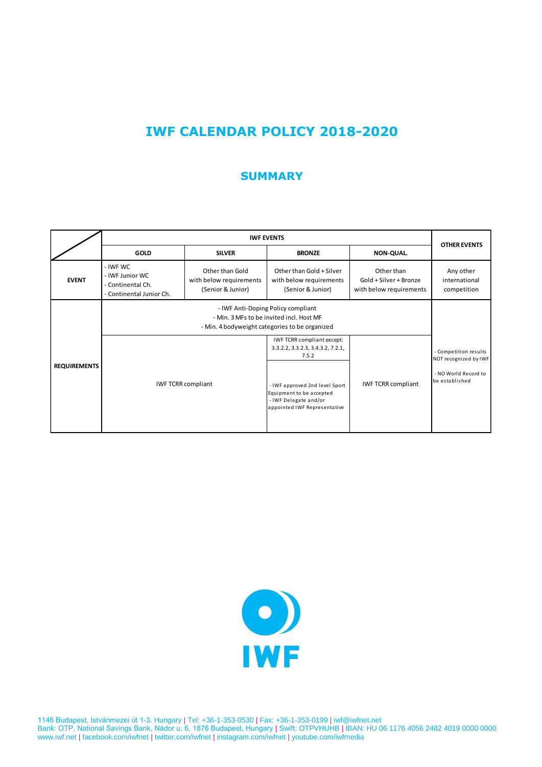# IWF CALENDAR POLICY 2018-2020

## SUMMARY

| | IWF EVENTS | | | | OTHER EVENTS |
|---|---|---|---|---|---|
| | GOLD | SILVER | BRONZE | NON-QUAL. | |
| **EVENT** | - IWF WC<br>- IWF Junior WC<br>- Continental Ch.<br>- Continental Junior Ch. | Other than Gold with below requirements (Senior & Junior) | Other than Gold + Silver with below requirements (Senior & Junior) | Other than Gold + Silver + Bronze with below requirements | Any other international competition |
| **REQUIREMENTS** | - IWF Anti-Doping Policy compliant<br>- Min. 3 MFs to be invited incl. Host MF<br>- Min. 4 bodyweight categories to be organized | | | | - Competition results NOT recognized by IWF<br>- NO World Record to be established |
| | IWF TCRR compliant | | IWF TCRR compliant except: 3.3.2.2, 3.3.2.3, 3.4.3.2, 7.2.1, 7.5.2<br>- IWF approved 2nd level Sport Equipment to be accepted<br>- IWF Delegate and/or appointed IWF Representative | IWF TCRR compliant | |